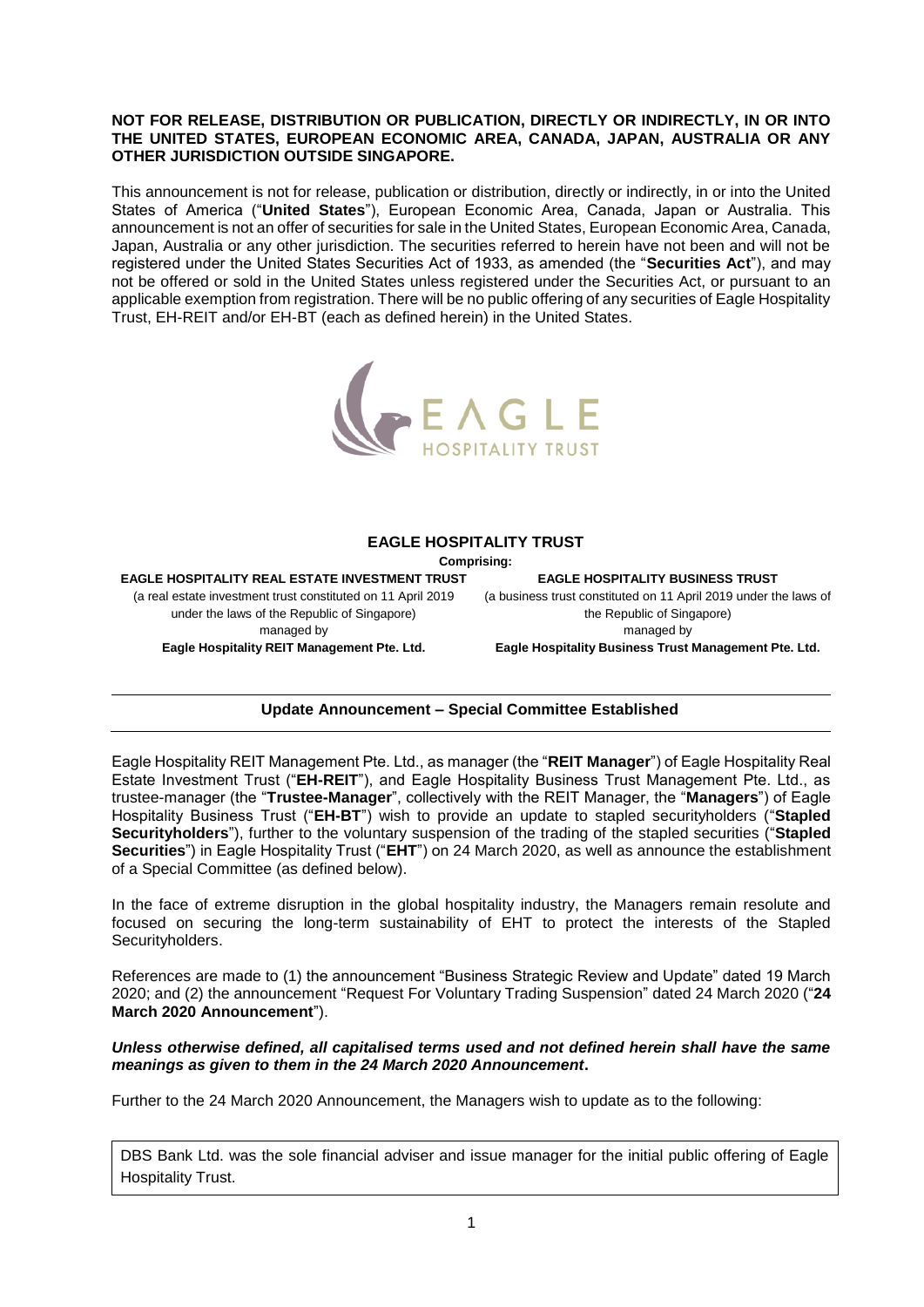**NOT FOR RELEASE, DISTRIBUTION OR PUBLICATION, DIRECTLY OR INDIRECTLY, IN OR INTO THE UNITED STATES, EUROPEAN ECONOMIC AREA, CANADA, JAPAN, AUSTRALIA OR ANY OTHER JURISDICTION OUTSIDE SINGAPORE.**

This announcement is not for release, publication or distribution, directly or indirectly, in or into the United States of America ("**United States**"), European Economic Area, Canada, Japan or Australia. This announcement is not an offer of securities for sale in the United States, European Economic Area, Canada, Japan, Australia or any other jurisdiction. The securities referred to herein have not been and will not be registered under the United States Securities Act of 1933, as amended (the "**Securities Act**"), and may not be offered or sold in the United States unless registered under the Securities Act, or pursuant to an applicable exemption from registration. There will be no public offering of any securities of Eagle Hospitality Trust, EH-REIT and/or EH-BT (each as defined herein) in the United States.

EAGLE HOSPITALITY TRUST

# EAGLE HOSPITALITY TRUST

**Comprising:**

| **EAGLE HOSPITALITY REAL ESTATE INVESTMENT TRUST** | **EAGLE HOSPITALITY BUSINESS TRUST** |
|---|---|
| (a real estate investment trust constituted on 11 April 2019 under the laws of the Republic of Singapore) | (a business trust constituted on 11 April 2019 under the laws of the Republic of Singapore) |
| managed by | managed by |
| **Eagle Hospitality REIT Management Pte. Ltd.** | **Eagle Hospitality Business Trust Management Pte. Ltd.** |

## Update Announcement – Special Committee Established

Eagle Hospitality REIT Management Pte. Ltd., as manager (the "**REIT Manager**") of Eagle Hospitality Real Estate Investment Trust ("**EH-REIT**"), and Eagle Hospitality Business Trust Management Pte. Ltd., as trustee-manager (the "**Trustee-Manager**", collectively with the REIT Manager, the "**Managers**") of Eagle Hospitality Business Trust ("**EH-BT**") wish to provide an update to stapled securityholders ("**Stapled Securityholders**"), further to the voluntary suspension of the trading of the stapled securities ("**Stapled Securities**") in Eagle Hospitality Trust ("**EHT**") on 24 March 2020, as well as announce the establishment of a Special Committee (as defined below).

In the face of extreme disruption in the global hospitality industry, the Managers remain resolute and focused on securing the long-term sustainability of EHT to protect the interests of the Stapled Securityholders.

References are made to (1) the announcement "Business Strategic Review and Update" dated 19 March 2020; and (2) the announcement "Request For Voluntary Trading Suspension" dated 24 March 2020 ("**24 March 2020 Announcement**").

***Unless otherwise defined, all capitalised terms used and not defined herein shall have the same meanings as given to them in the 24 March 2020 Announcement.***

Further to the 24 March 2020 Announcement, the Managers wish to update as to the following:

DBS Bank Ltd. was the sole financial adviser and issue manager for the initial public offering of Eagle Hospitality Trust.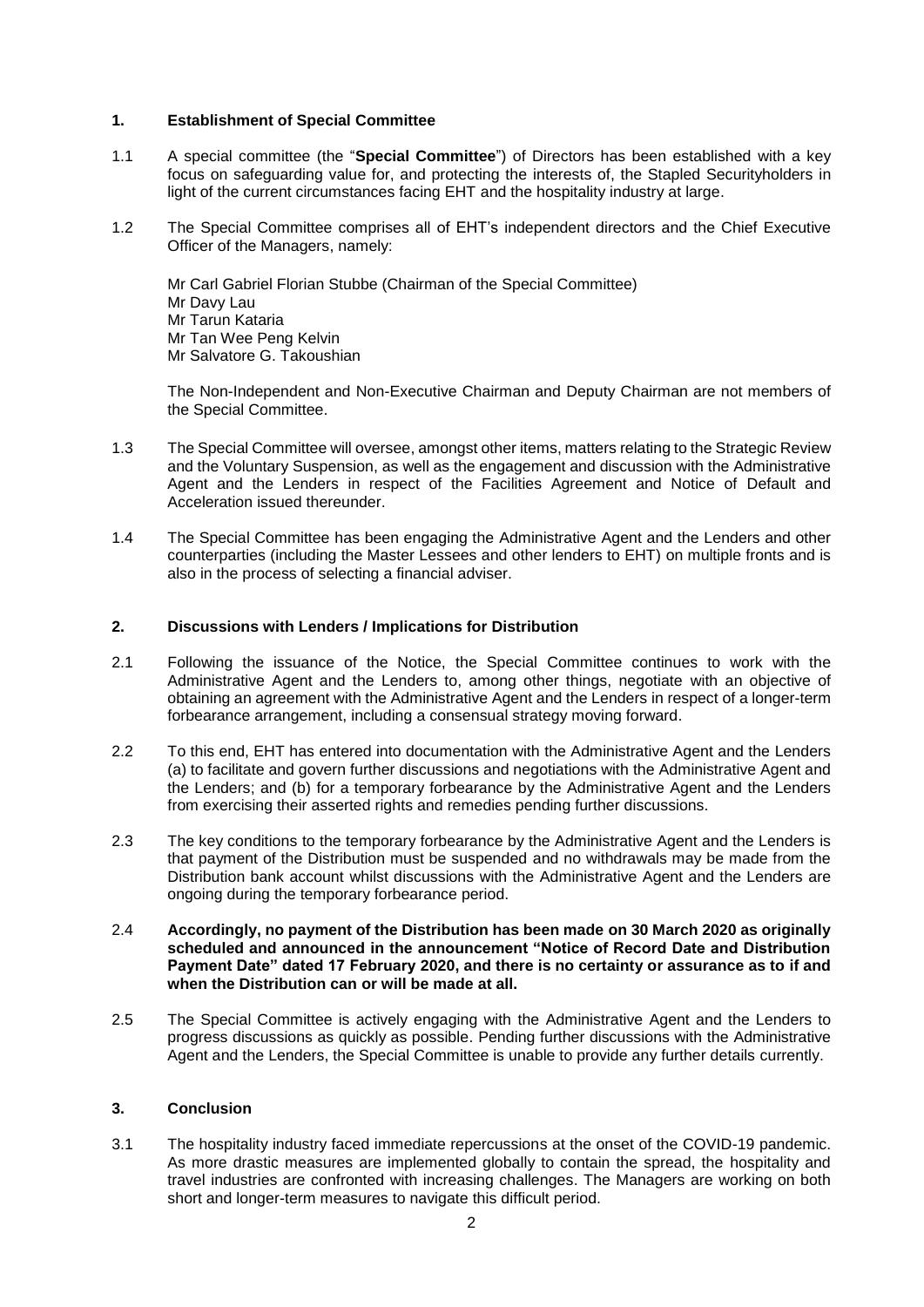## 1. Establishment of Special Committee

1.1 A special committee (the "**Special Committee**") of Directors has been established with a key focus on safeguarding value for, and protecting the interests of, the Stapled Securityholders in light of the current circumstances facing EHT and the hospitality industry at large.

1.2 The Special Committee comprises all of EHT's independent directors and the Chief Executive Officer of the Managers, namely:

Mr Carl Gabriel Florian Stubbe (Chairman of the Special Committee)
Mr Davy Lau
Mr Tarun Kataria
Mr Tan Wee Peng Kelvin
Mr Salvatore G. Takoushian

The Non-Independent and Non-Executive Chairman and Deputy Chairman are not members of the Special Committee.

1.3 The Special Committee will oversee, amongst other items, matters relating to the Strategic Review and the Voluntary Suspension, as well as the engagement and discussion with the Administrative Agent and the Lenders in respect of the Facilities Agreement and Notice of Default and Acceleration issued thereunder.

1.4 The Special Committee has been engaging the Administrative Agent and the Lenders and other counterparties (including the Master Lessees and other lenders to EHT) on multiple fronts and is also in the process of selecting a financial adviser.

## 2. Discussions with Lenders / Implications for Distribution

2.1 Following the issuance of the Notice, the Special Committee continues to work with the Administrative Agent and the Lenders to, among other things, negotiate with an objective of obtaining an agreement with the Administrative Agent and the Lenders in respect of a longer-term forbearance arrangement, including a consensual strategy moving forward.

2.2 To this end, EHT has entered into documentation with the Administrative Agent and the Lenders (a) to facilitate and govern further discussions and negotiations with the Administrative Agent and the Lenders; and (b) for a temporary forbearance by the Administrative Agent and the Lenders from exercising their asserted rights and remedies pending further discussions.

2.3 The key conditions to the temporary forbearance by the Administrative Agent and the Lenders is that payment of the Distribution must be suspended and no withdrawals may be made from the Distribution bank account whilst discussions with the Administrative Agent and the Lenders are ongoing during the temporary forbearance period.

2.4 **Accordingly, no payment of the Distribution has been made on 30 March 2020 as originally scheduled and announced in the announcement "Notice of Record Date and Distribution Payment Date" dated 17 February 2020, and there is no certainty or assurance as to if and when the Distribution can or will be made at all.**

2.5 The Special Committee is actively engaging with the Administrative Agent and the Lenders to progress discussions as quickly as possible. Pending further discussions with the Administrative Agent and the Lenders, the Special Committee is unable to provide any further details currently.

## 3. Conclusion

3.1 The hospitality industry faced immediate repercussions at the onset of the COVID-19 pandemic. As more drastic measures are implemented globally to contain the spread, the hospitality and travel industries are confronted with increasing challenges. The Managers are working on both short and longer-term measures to navigate this difficult period.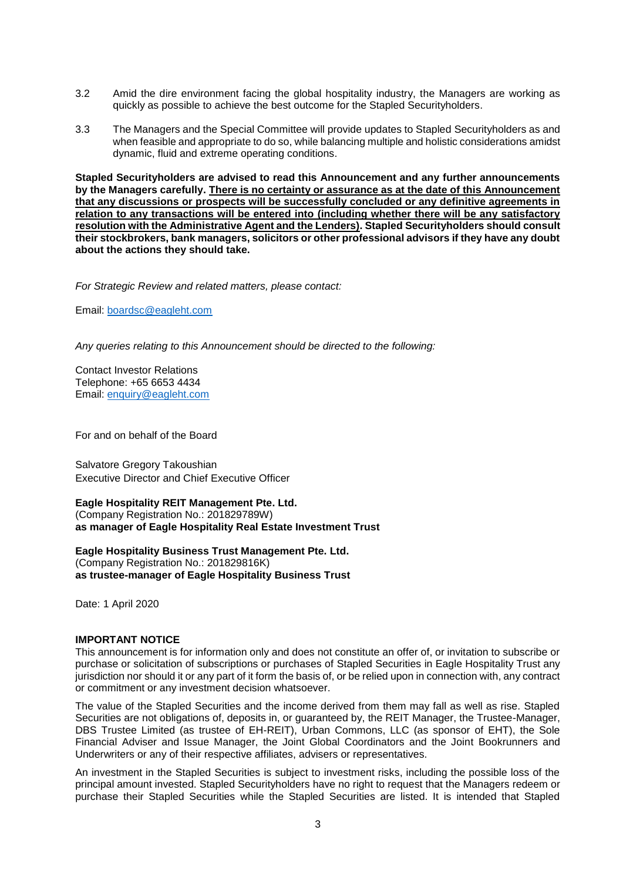3.2 Amid the dire environment facing the global hospitality industry, the Managers are working as quickly as possible to achieve the best outcome for the Stapled Securityholders.

3.3 The Managers and the Special Committee will provide updates to Stapled Securityholders as and when feasible and appropriate to do so, while balancing multiple and holistic considerations amidst dynamic, fluid and extreme operating conditions.

**Stapled Securityholders are advised to read this Announcement and any further announcements by the Managers carefully. <u>There is no certainty or assurance as at the date of this Announcement that any discussions or prospects will be successfully concluded or any definitive agreements in relation to any transactions will be entered into (including whether there will be any satisfactory resolution with the Administrative Agent and the Lenders)</u>. Stapled Securityholders should consult their stockbrokers, bank managers, solicitors or other professional advisors if they have any doubt about the actions they should take.**

*For Strategic Review and related matters, please contact:*

Email: boardsc@eagleht.com

*Any queries relating to this Announcement should be directed to the following:*

Contact Investor Relations
Telephone: +65 6653 4434
Email: enquiry@eagleht.com

For and on behalf of the Board

Salvatore Gregory Takoushian
Executive Director and Chief Executive Officer

**Eagle Hospitality REIT Management Pte. Ltd.**
(Company Registration No.: 201829789W)
**as manager of Eagle Hospitality Real Estate Investment Trust**

**Eagle Hospitality Business Trust Management Pte. Ltd.**
(Company Registration No.: 201829816K)
**as trustee-manager of Eagle Hospitality Business Trust**

Date: 1 April 2020

**IMPORTANT NOTICE**

This announcement is for information only and does not constitute an offer of, or invitation to subscribe or purchase or solicitation of subscriptions or purchases of Stapled Securities in Eagle Hospitality Trust any jurisdiction nor should it or any part of it form the basis of, or be relied upon in connection with, any contract or commitment or any investment decision whatsoever.

The value of the Stapled Securities and the income derived from them may fall as well as rise. Stapled Securities are not obligations of, deposits in, or guaranteed by, the REIT Manager, the Trustee-Manager, DBS Trustee Limited (as trustee of EH-REIT), Urban Commons, LLC (as sponsor of EHT), the Sole Financial Adviser and Issue Manager, the Joint Global Coordinators and the Joint Bookrunners and Underwriters or any of their respective affiliates, advisers or representatives.

An investment in the Stapled Securities is subject to investment risks, including the possible loss of the principal amount invested. Stapled Securityholders have no right to request that the Managers redeem or purchase their Stapled Securities while the Stapled Securities are listed. It is intended that Stapled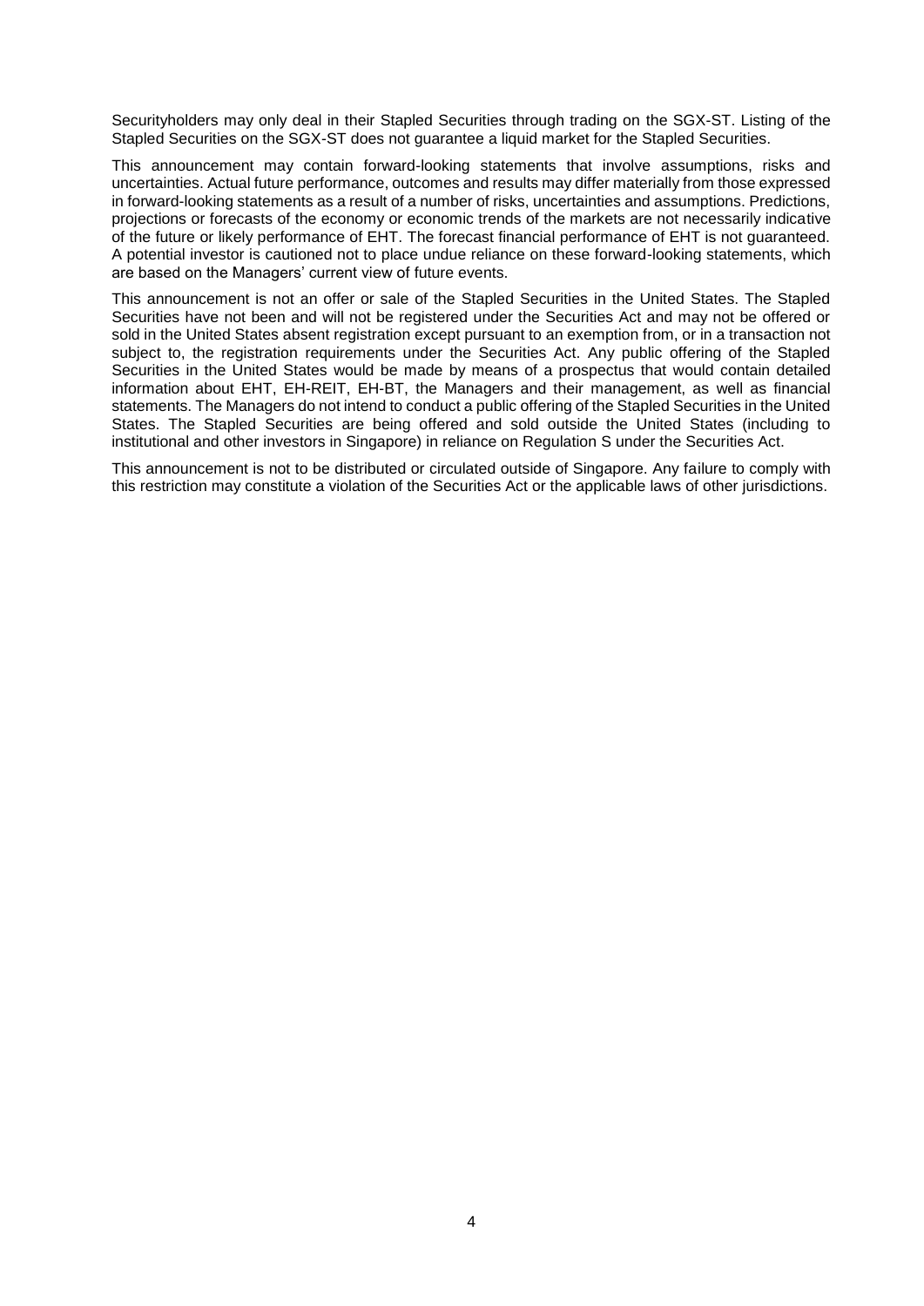Securityholders may only deal in their Stapled Securities through trading on the SGX-ST. Listing of the Stapled Securities on the SGX-ST does not guarantee a liquid market for the Stapled Securities.

This announcement may contain forward-looking statements that involve assumptions, risks and uncertainties. Actual future performance, outcomes and results may differ materially from those expressed in forward-looking statements as a result of a number of risks, uncertainties and assumptions. Predictions, projections or forecasts of the economy or economic trends of the markets are not necessarily indicative of the future or likely performance of EHT. The forecast financial performance of EHT is not guaranteed. A potential investor is cautioned not to place undue reliance on these forward-looking statements, which are based on the Managers' current view of future events.

This announcement is not an offer or sale of the Stapled Securities in the United States. The Stapled Securities have not been and will not be registered under the Securities Act and may not be offered or sold in the United States absent registration except pursuant to an exemption from, or in a transaction not subject to, the registration requirements under the Securities Act. Any public offering of the Stapled Securities in the United States would be made by means of a prospectus that would contain detailed information about EHT, EH-REIT, EH-BT, the Managers and their management, as well as financial statements. The Managers do not intend to conduct a public offering of the Stapled Securities in the United States. The Stapled Securities are being offered and sold outside the United States (including to institutional and other investors in Singapore) in reliance on Regulation S under the Securities Act.

This announcement is not to be distributed or circulated outside of Singapore. Any failure to comply with this restriction may constitute a violation of the Securities Act or the applicable laws of other jurisdictions.